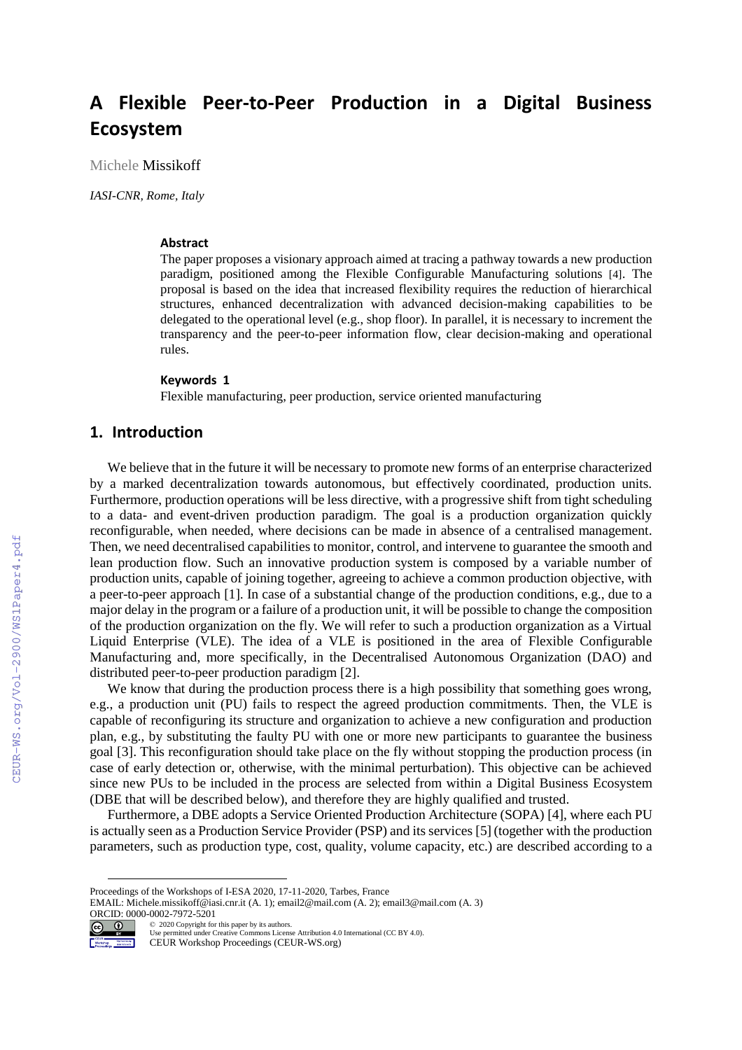# A Flexible Peer-to-Peer Production in a Digital Business Ecosystem

Michele Missikoff

*IASI-CNR, Rome, Italy*

#### Abstract

The paper proposes a visionary approach aimed at tracing a pathway towards a new production paradigm, positioned among the Flexible Configurable Manufacturing solutions [4]. The proposal is based on the idea that increased flexibility requires the reduction of hierarchical structures, enhanced decentralization with advanced decision-making capabilities to be delegated to the operational level (e.g., shop floor). In parallel, it is necessary to increment the transparency and the peer-to-peer information flow, clear decision-making and operational rules.

#### Keywords 1

Flexible manufacturing, peer production, service oriented manufacturing

## 1. Introduction

We believe that in the future it will be necessary to promote new forms of an enterprise characterized by a marked decentralization towards autonomous, but effectively coordinated, production units. Furthermore, production operations will be less directive, with a progressive shift from tight scheduling to a data- and event-driven production paradigm. The goal is a production organization quickly reconfigurable, when needed, where decisions can be made in absence of a centralised management. Then, we need decentralised capabilities to monitor, control, and intervene to guarantee the smooth and lean production flow. Such an innovative production system is composed by a variable number of production units, capable of joining together, agreeing to achieve a common production objective, with a peer-to-peer approach [1]. In case of a substantial change of the production conditions, e.g., due to a major delay in the program or a failure of a production unit, it will be possible to change the composition of the production organization on the fly. We will refer to such a production organization as a Virtual Liquid Enterprise (VLE). The idea of a VLE is positioned in the area of Flexible Configurable Manufacturing and, more specifically, in the Decentralised Autonomous Organization (DAO) and distributed peer-to-peer production paradigm [2].

We know that during the production process there is a high possibility that something goes wrong, e.g., a production unit (PU) fails to respect the agreed production commitments. Then, the VLE is capable of reconfiguring its structure and organization to achieve a new configuration and production plan, e.g., by substituting the faulty PU with one or more new participants to guarantee the business goal [3]. This reconfiguration should take place on the fly without stopping the production process (in case of early detection or, otherwise, with the minimal perturbation). This objective can be achieved since new PUs to be included in the process are selected from within a Digital Business Ecosystem (DBE that will be described below), and therefore they are highly qualified and trusted.

Furthermore, a DBE adopts a Service Oriented Production Architecture (SOPA) [4], where each PU is actually seen as a Production Service Provider (PSP) and its services [5] (together with the production parameters, such as production type, cost, quality, volume capacity, etc.) are described according to a

---

Proceedings of the Workshops of I-ESA 2020, 17-11-2020, Tarbes, France
EMAIL: Michele.missikoff@iasi.cnr.it (A. 1); email2@mail.com (A. 2); email3@mail.com (A. 3)
ORCID: 0000-0002-7972-5201

© 2020 Copyright for this paper by its authors.
Use permitted under Creative Commons License Attribution 4.0 International (CC BY 4.0).
CEUR Workshop Proceedings (CEUR-WS.org)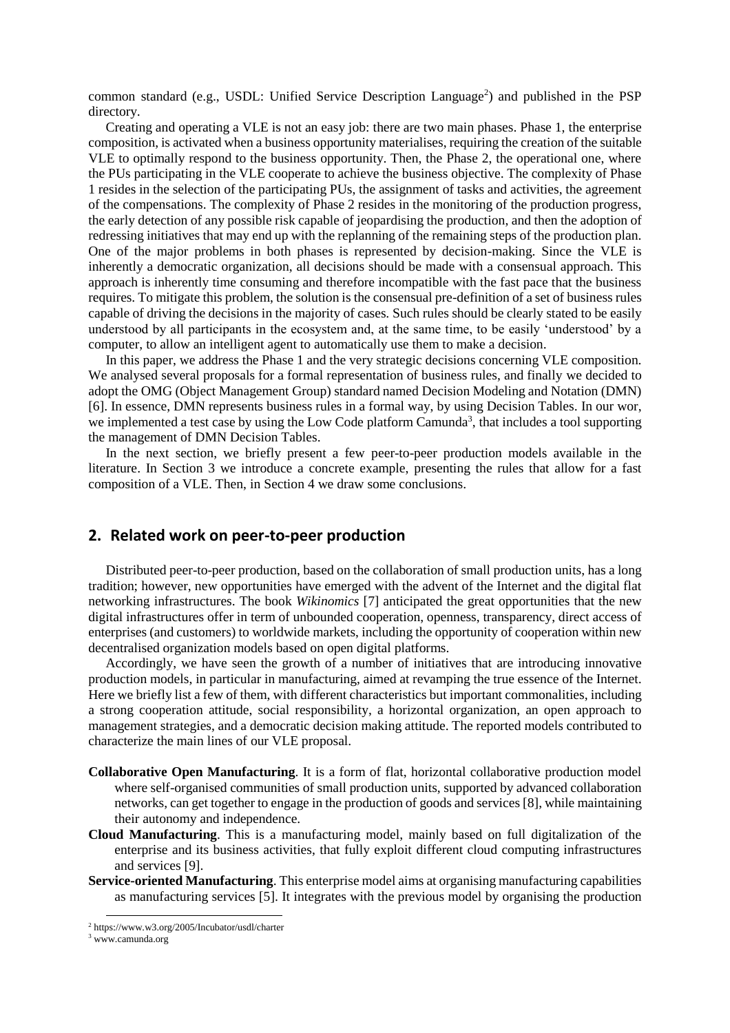common standard (e.g., USDL: Unified Service Description Language[2]) and published in the PSP directory.

Creating and operating a VLE is not an easy job: there are two main phases. Phase 1, the enterprise composition, is activated when a business opportunity materialises, requiring the creation of the suitable VLE to optimally respond to the business opportunity. Then, the Phase 2, the operational one, where the PUs participating in the VLE cooperate to achieve the business objective. The complexity of Phase 1 resides in the selection of the participating PUs, the assignment of tasks and activities, the agreement of the compensations. The complexity of Phase 2 resides in the monitoring of the production progress, the early detection of any possible risk capable of jeopardising the production, and then the adoption of redressing initiatives that may end up with the replanning of the remaining steps of the production plan. One of the major problems in both phases is represented by decision-making. Since the VLE is inherently a democratic organization, all decisions should be made with a consensual approach. This approach is inherently time consuming and therefore incompatible with the fast pace that the business requires. To mitigate this problem, the solution is the consensual pre-definition of a set of business rules capable of driving the decisions in the majority of cases. Such rules should be clearly stated to be easily understood by all participants in the ecosystem and, at the same time, to be easily 'understood' by a computer, to allow an intelligent agent to automatically use them to make a decision.

In this paper, we address the Phase 1 and the very strategic decisions concerning VLE composition. We analysed several proposals for a formal representation of business rules, and finally we decided to adopt the OMG (Object Management Group) standard named Decision Modeling and Notation (DMN) [6]. In essence, DMN represents business rules in a formal way, by using Decision Tables. In our wor, we implemented a test case by using the Low Code platform Camunda[3], that includes a tool supporting the management of DMN Decision Tables.

In the next section, we briefly present a few peer-to-peer production models available in the literature. In Section 3 we introduce a concrete example, presenting the rules that allow for a fast composition of a VLE. Then, in Section 4 we draw some conclusions.

## 2. Related work on peer-to-peer production

Distributed peer-to-peer production, based on the collaboration of small production units, has a long tradition; however, new opportunities have emerged with the advent of the Internet and the digital flat networking infrastructures. The book *Wikinomics* [7] anticipated the great opportunities that the new digital infrastructures offer in term of unbounded cooperation, openness, transparency, direct access of enterprises (and customers) to worldwide markets, including the opportunity of cooperation within new decentralised organization models based on open digital platforms.

Accordingly, we have seen the growth of a number of initiatives that are introducing innovative production models, in particular in manufacturing, aimed at revamping the true essence of the Internet. Here we briefly list a few of them, with different characteristics but important commonalities, including a strong cooperation attitude, social responsibility, a horizontal organization, an open approach to management strategies, and a democratic decision making attitude. The reported models contributed to characterize the main lines of our VLE proposal.

**Collaborative Open Manufacturing**. It is a form of flat, horizontal collaborative production model where self-organised communities of small production units, supported by advanced collaboration networks, can get together to engage in the production of goods and services [8], while maintaining their autonomy and independence.

**Cloud Manufacturing**. This is a manufacturing model, mainly based on full digitalization of the enterprise and its business activities, that fully exploit different cloud computing infrastructures and services [9].

**Service-oriented Manufacturing**. This enterprise model aims at organising manufacturing capabilities as manufacturing services [5]. It integrates with the previous model by organising the production

[2] https://www.w3.org/2005/Incubator/usdl/charter

[3] www.camunda.org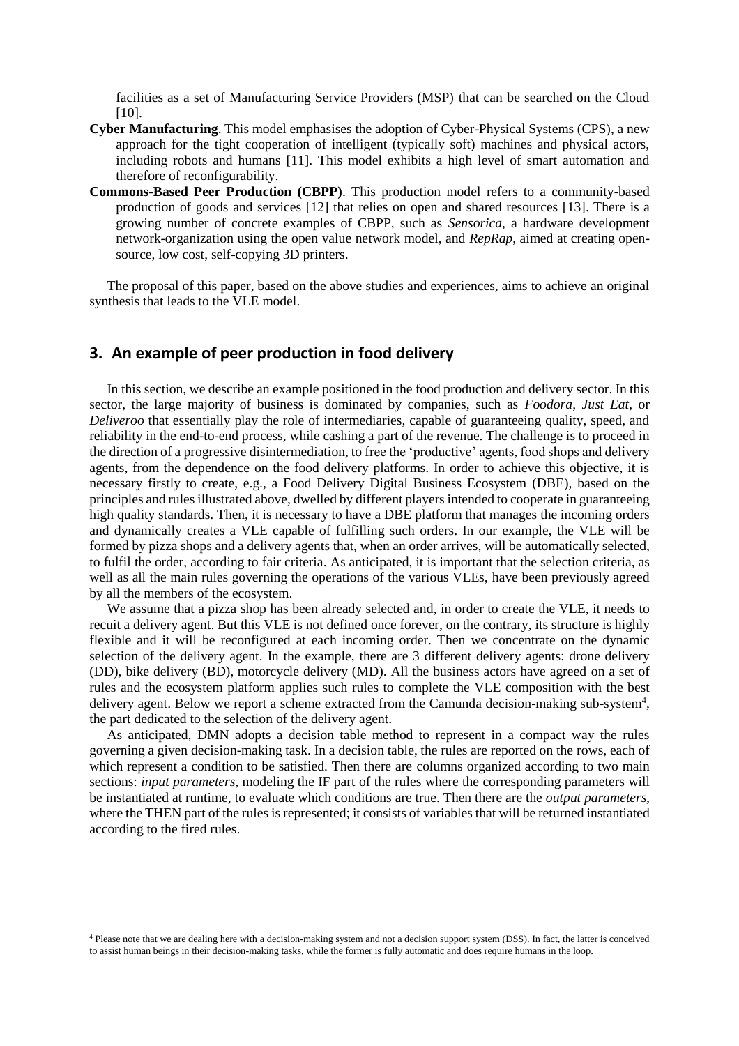facilities as a set of Manufacturing Service Providers (MSP) that can be searched on the Cloud [10].

**Cyber Manufacturing**. This model emphasises the adoption of Cyber-Physical Systems (CPS), a new approach for the tight cooperation of intelligent (typically soft) machines and physical actors, including robots and humans [11]. This model exhibits a high level of smart automation and therefore of reconfigurability.

**Commons-Based Peer Production (CBPP)**. This production model refers to a community-based production of goods and services [12] that relies on open and shared resources [13]. There is a growing number of concrete examples of CBPP, such as *Sensorica*, a hardware development network-organization using the open value network model, and *RepRap*, aimed at creating open-source, low cost, self-copying 3D printers.

The proposal of this paper, based on the above studies and experiences, aims to achieve an original synthesis that leads to the VLE model.

## 3. An example of peer production in food delivery

In this section, we describe an example positioned in the food production and delivery sector. In this sector, the large majority of business is dominated by companies, such as *Foodora*, *Just Eat*, or *Deliveroo* that essentially play the role of intermediaries, capable of guaranteeing quality, speed, and reliability in the end-to-end process, while cashing a part of the revenue. The challenge is to proceed in the direction of a progressive disintermediation, to free the 'productive' agents, food shops and delivery agents, from the dependence on the food delivery platforms. In order to achieve this objective, it is necessary firstly to create, e.g., a Food Delivery Digital Business Ecosystem (DBE), based on the principles and rules illustrated above, dwelled by different players intended to cooperate in guaranteeing high quality standards. Then, it is necessary to have a DBE platform that manages the incoming orders and dynamically creates a VLE capable of fulfilling such orders. In our example, the VLE will be formed by pizza shops and a delivery agents that, when an order arrives, will be automatically selected, to fulfil the order, according to fair criteria. As anticipated, it is important that the selection criteria, as well as all the main rules governing the operations of the various VLEs, have been previously agreed by all the members of the ecosystem.

We assume that a pizza shop has been already selected and, in order to create the VLE, it needs to recuit a delivery agent. But this VLE is not defined once forever, on the contrary, its structure is highly flexible and it will be reconfigured at each incoming order. Then we concentrate on the dynamic selection of the delivery agent. In the example, there are 3 different delivery agents: drone delivery (DD), bike delivery (BD), motorcycle delivery (MD). All the business actors have agreed on a set of rules and the ecosystem platform applies such rules to complete the VLE composition with the best delivery agent. Below we report a scheme extracted from the Camunda decision-making sub-system[4], the part dedicated to the selection of the delivery agent.

As anticipated, DMN adopts a decision table method to represent in a compact way the rules governing a given decision-making task. In a decision table, the rules are reported on the rows, each of which represent a condition to be satisfied. Then there are columns organized according to two main sections: *input parameters*, modeling the IF part of the rules where the corresponding parameters will be instantiated at runtime, to evaluate which conditions are true. Then there are the *output parameters*, where the THEN part of the rules is represented; it consists of variables that will be returned instantiated according to the fired rules.

[4] Please note that we are dealing here with a decision-making system and not a decision support system (DSS). In fact, the latter is conceived to assist human beings in their decision-making tasks, while the former is fully automatic and does require humans in the loop.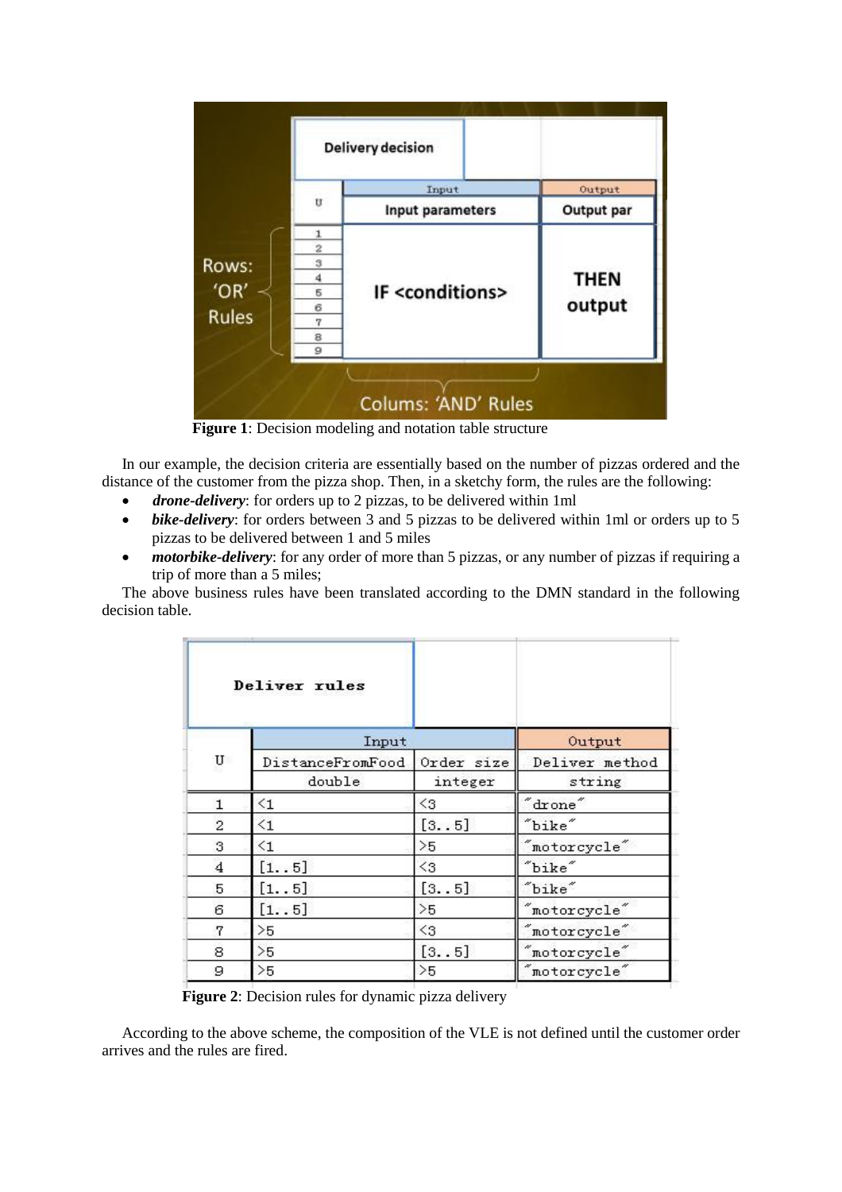**Figure 1**: Decision modeling and notation table structure

In our example, the decision criteria are essentially based on the number of pizzas ordered and the distance of the customer from the pizza shop. Then, in a sketchy form, the rules are the following:

- ***drone-delivery***: for orders up to 2 pizzas, to be delivered within 1ml
- ***bike-delivery***: for orders between 3 and 5 pizzas to be delivered within 1ml or orders up to 5 pizzas to be delivered between 1 and 5 miles
- ***motorbike-delivery***: for any order of more than 5 pizzas, or any number of pizzas if requiring a trip of more than a 5 miles;

The above business rules have been translated according to the DMN standard in the following decision table.

| Deliver rules | | | |
|---|---|---|---|
| | Input | | Output |
| U | DistanceFromFood | Order size | Deliver method |
| | double | integer | string |
| 1 | <1 | <3 | "drone" |
| 2 | <1 | [3..5] | "bike" |
| 3 | <1 | >5 | "motorcycle" |
| 4 | [1..5] | <3 | "bike" |
| 5 | [1..5] | [3..5] | "bike" |
| 6 | [1..5] | >5 | "motorcycle" |
| 7 | >5 | <3 | "motorcycle" |
| 8 | >5 | [3..5] | "motorcycle" |
| 9 | >5 | >5 | "motorcycle" |

**Figure 2**: Decision rules for dynamic pizza delivery

According to the above scheme, the composition of the VLE is not defined until the customer order arrives and the rules are fired.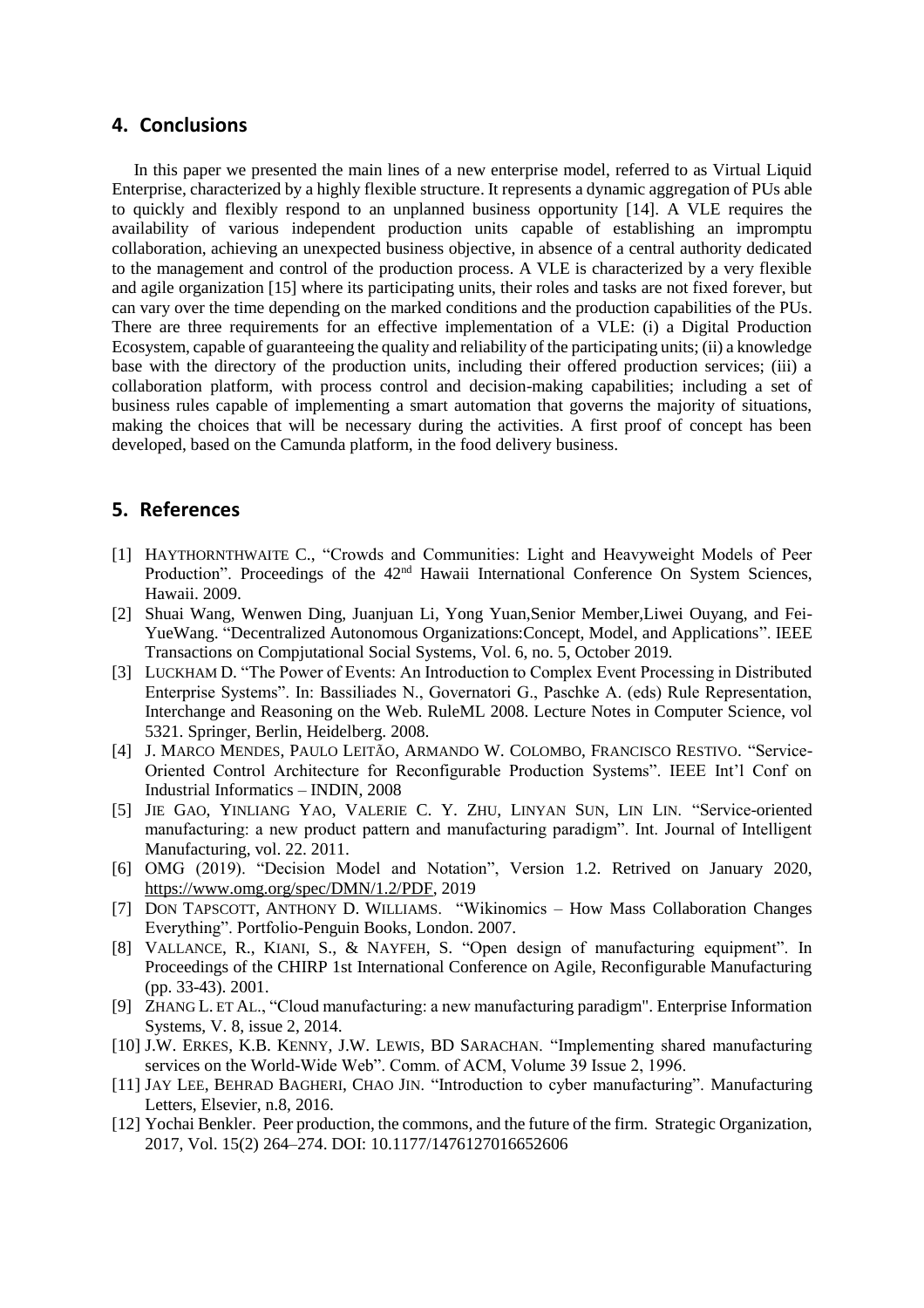## 4. Conclusions

In this paper we presented the main lines of a new enterprise model, referred to as Virtual Liquid Enterprise, characterized by a highly flexible structure. It represents a dynamic aggregation of PUs able to quickly and flexibly respond to an unplanned business opportunity [14]. A VLE requires the availability of various independent production units capable of establishing an impromptu collaboration, achieving an unexpected business objective, in absence of a central authority dedicated to the management and control of the production process. A VLE is characterized by a very flexible and agile organization [15] where its participating units, their roles and tasks are not fixed forever, but can vary over the time depending on the marked conditions and the production capabilities of the PUs. There are three requirements for an effective implementation of a VLE: (i) a Digital Production Ecosystem, capable of guaranteeing the quality and reliability of the participating units; (ii) a knowledge base with the directory of the production units, including their offered production services; (iii) a collaboration platform, with process control and decision-making capabilities; including a set of business rules capable of implementing a smart automation that governs the majority of situations, making the choices that will be necessary during the activities. A first proof of concept has been developed, based on the Camunda platform, in the food delivery business.

## 5. References

[1] HAYTHORNTHWAITE C., "Crowds and Communities: Light and Heavyweight Models of Peer Production". Proceedings of the 42nd Hawaii International Conference On System Sciences, Hawaii. 2009.

[2] Shuai Wang, Wenwen Ding, Juanjuan Li, Yong Yuan,Senior Member,Liwei Ouyang, and Fei-YueWang. "Decentralized Autonomous Organizations:Concept, Model, and Applications". IEEE Transactions on Compjutational Social Systems, Vol. 6, no. 5, October 2019.

[3] LUCKHAM D. "The Power of Events: An Introduction to Complex Event Processing in Distributed Enterprise Systems". In: Bassiliades N., Governatori G., Paschke A. (eds) Rule Representation, Interchange and Reasoning on the Web. RuleML 2008. Lecture Notes in Computer Science, vol 5321. Springer, Berlin, Heidelberg. 2008.

[4] J. MARCO MENDES, PAULO LEITÃO, ARMANDO W. COLOMBO, FRANCISCO RESTIVO. "Service-Oriented Control Architecture for Reconfigurable Production Systems". IEEE Int'l Conf on Industrial Informatics – INDIN, 2008

[5] JIE GAO, YINLIANG YAO, VALERIE C. Y. ZHU, LINYAN SUN, LIN LIN. "Service-oriented manufacturing: a new product pattern and manufacturing paradigm". Int. Journal of Intelligent Manufacturing, vol. 22. 2011.

[6] OMG (2019). "Decision Model and Notation", Version 1.2. Retrived on January 2020, https://www.omg.org/spec/DMN/1.2/PDF, 2019

[7] DON TAPSCOTT, ANTHONY D. WILLIAMS. "Wikinomics – How Mass Collaboration Changes Everything". Portfolio-Penguin Books, London. 2007.

[8] VALLANCE, R., KIANI, S., & NAYFEH, S. "Open design of manufacturing equipment". In Proceedings of the CHIRP 1st International Conference on Agile, Reconfigurable Manufacturing (pp. 33-43). 2001.

[9] ZHANG L. ET AL., "Cloud manufacturing: a new manufacturing paradigm". Enterprise Information Systems, V. 8, issue 2, 2014.

[10] J.W. ERKES, K.B. KENNY, J.W. LEWIS, BD SARACHAN. "Implementing shared manufacturing services on the World-Wide Web". Comm. of ACM, Volume 39 Issue 2, 1996.

[11] JAY LEE, BEHRAD BAGHERI, CHAO JIN. "Introduction to cyber manufacturing". Manufacturing Letters, Elsevier, n.8, 2016.

[12] Yochai Benkler. Peer production, the commons, and the future of the firm. Strategic Organization, 2017, Vol. 15(2) 264–274. DOI: 10.1177/1476127016652606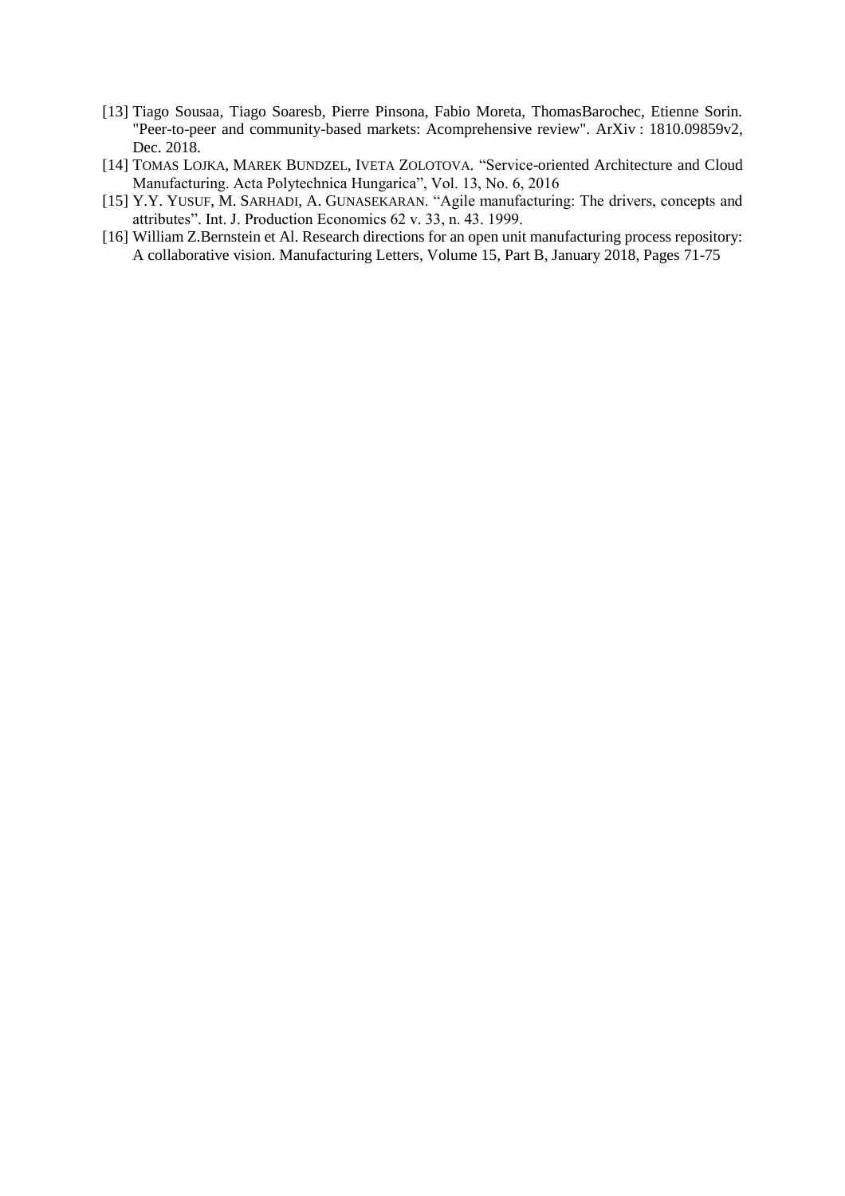[13] Tiago Sousaa, Tiago Soaresb, Pierre Pinsona, Fabio Moreta, ThomasBarochec, Etienne Sorin. "Peer-to-peer and community-based markets: Acomprehensive review". ArXiv : 1810.09859v2, Dec. 2018.

[14] TOMAS LOJKA, MAREK BUNDZEL, IVETA ZOLOTOVA. "Service-oriented Architecture and Cloud Manufacturing. Acta Polytechnica Hungarica", Vol. 13, No. 6, 2016

[15] Y.Y. YUSUF, M. SARHADI, A. GUNASEKARAN. "Agile manufacturing: The drivers, concepts and attributes". Int. J. Production Economics 62 v. 33, n. 43. 1999.

[16] William Z.Bernstein et Al. Research directions for an open unit manufacturing process repository: A collaborative vision. Manufacturing Letters, Volume 15, Part B, January 2018, Pages 71-75